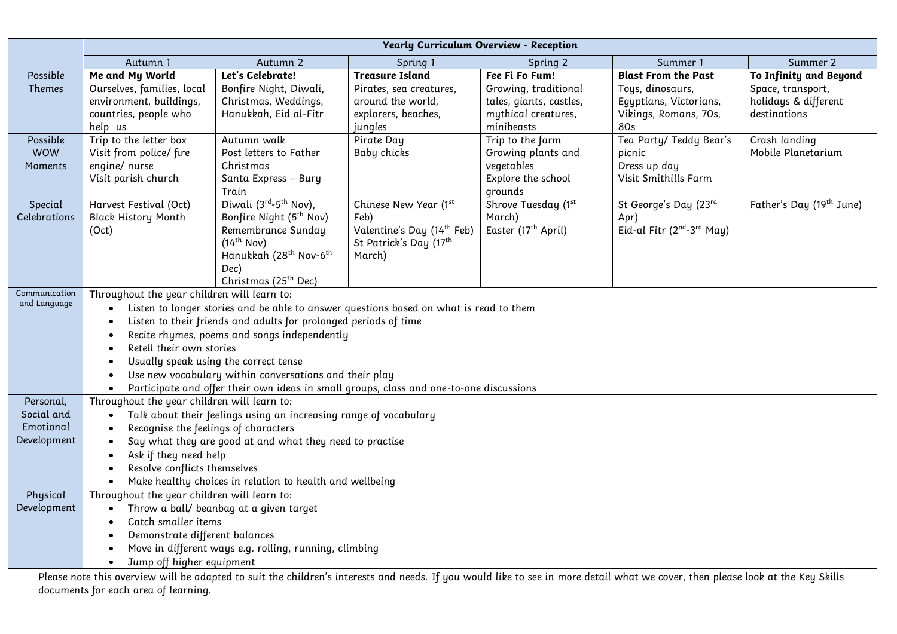| | **Yearly Curriculum Overview - Reception** | | | | | |
|---|---|---|---|---|---|---|
| | Autumn 1 | Autumn 2 | Spring 1 | Spring 2 | Summer 1 | Summer 2 |
| Possible Themes | **Me and My World**<br>Ourselves, families, local environment, buildings, countries, people who help us | **Let's Celebrate!**<br>Bonfire Night, Diwali, Christmas, Weddings, Hanukkah, Eid al-Fitr | **Treasure Island**<br>Pirates, sea creatures, around the world, explorers, beaches, jungles | **Fee Fi Fo Fum!**<br>Growing, traditional tales, giants, castles, mythical creatures, minibeasts | **Blast From the Past**<br>Toys, dinosaurs, Egyptians, Victorians, Vikings, Romans, 70s, 80s | **To Infinity and Beyond**<br>Space, transport, holidays & different destinations |
| Possible WOW Moments | Trip to the letter box<br>Visit from police/ fire engine/ nurse<br>Visit parish church | Autumn walk<br>Post letters to Father Christmas<br>Santa Express – Bury Train | Pirate Day<br>Baby chicks | Trip to the farm<br>Growing plants and vegetables<br>Explore the school grounds | Tea Party/ Teddy Bear's picnic<br>Dress up day<br>Visit Smithills Farm | Crash landing<br>Mobile Planetarium |
| Special Celebrations | Harvest Festival (Oct)<br>Black History Month (Oct) | Diwali (3rd-5th Nov),<br>Bonfire Night (5th Nov)<br>Remembrance Sunday (14th Nov)<br>Hanukkah (28th Nov-6th Dec)<br>Christmas (25th Dec) | Chinese New Year (1st Feb)<br>Valentine's Day (14th Feb)<br>St Patrick's Day (17th March) | Shrove Tuesday (1st March)<br>Easter (17th April) | St George's Day (23rd Apr)<br>Eid-al Fitr (2nd-3rd May) | Father's Day (19th June) |
| Communication and Language | Throughout the year children will learn to:<br>• Listen to longer stories and be able to answer questions based on what is read to them<br>• Listen to their friends and adults for prolonged periods of time<br>• Recite rhymes, poems and songs independently<br>• Retell their own stories<br>• Usually speak using the correct tense<br>• Use new vocabulary within conversations and their play<br>• Participate and offer their own ideas in small groups, class and one-to-one discussions | | | | | |
| Personal, Social and Emotional Development | Throughout the year children will learn to:<br>• Talk about their feelings using an increasing range of vocabulary<br>• Recognise the feelings of characters<br>• Say what they are good at and what they need to practise<br>• Ask if they need help<br>• Resolve conflicts themselves<br>• Make healthy choices in relation to health and wellbeing | | | | | |
| Physical Development | Throughout the year children will learn to:<br>• Throw a ball/ beanbag at a given target<br>• Catch smaller items<br>• Demonstrate different balances<br>• Move in different ways e.g. rolling, running, climbing<br>• Jump off higher equipment | | | | | |

Please note this overview will be adapted to suit the children's interests and needs. If you would like to see in more detail what we cover, then please look at the Key Skills documents for each area of learning.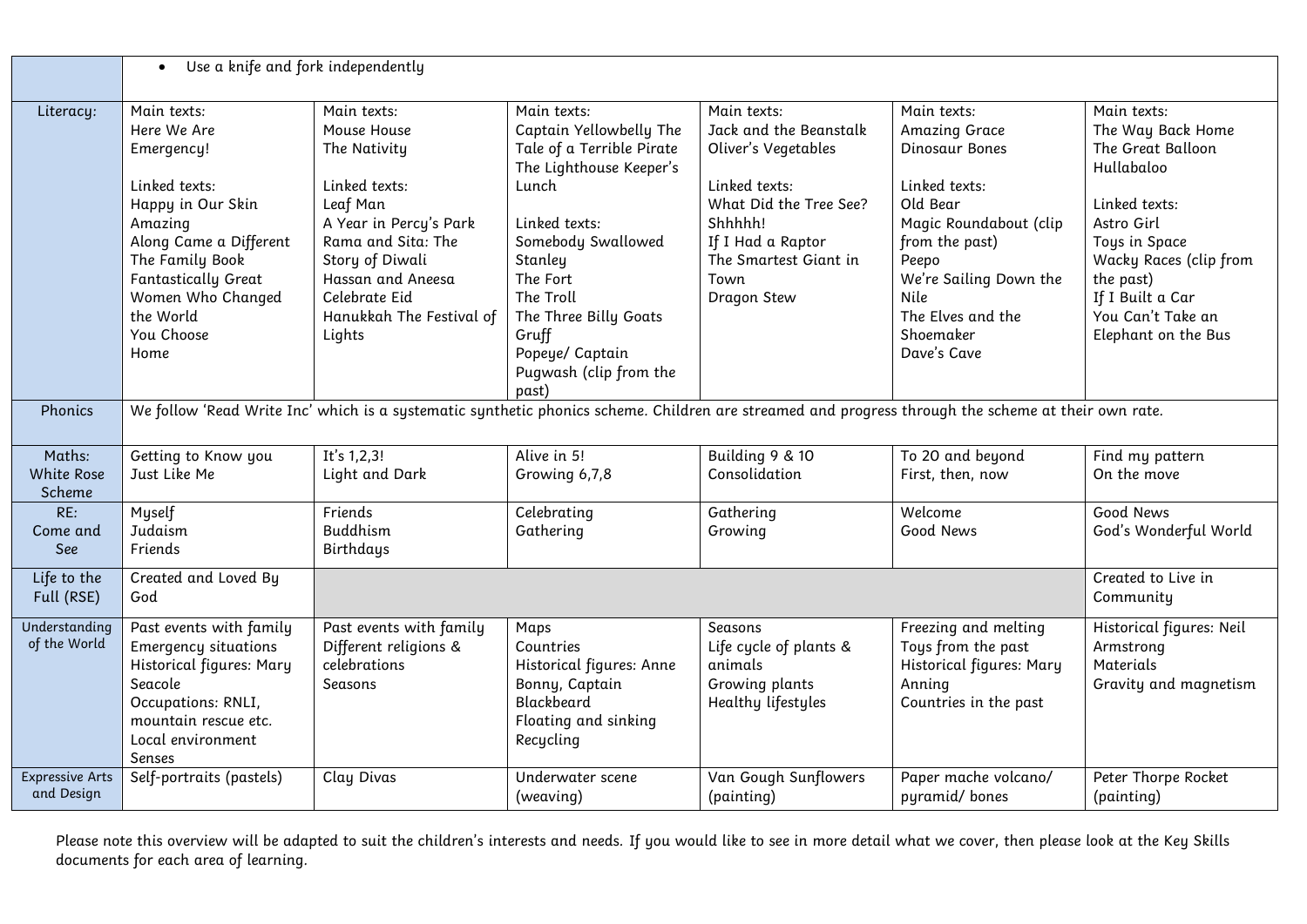| | | | | | | |
|---|---|---|---|---|---|---|
| | • Use a knife and fork independently | | | | | |
| Literacy: | Main texts:<br>Here We Are<br>Emergency!<br><br>Linked texts:<br>Happy in Our Skin<br>Amazing<br>Along Came a Different<br>The Family Book<br>Fantastically Great Women Who Changed the World<br>You Choose<br>Home | Main texts:<br>Mouse House<br>The Nativity<br><br>Linked texts:<br>Leaf Man<br>A Year in Percy's Park<br>Rama and Sita: The Story of Diwali<br>Hassan and Aneesa Celebrate Eid<br>Hanukkah The Festival of Lights | Main texts:<br>Captain Yellowbelly The Tale of a Terrible Pirate<br>The Lighthouse Keeper's Lunch<br><br>Linked texts:<br>Somebody Swallowed Stanley<br>The Fort<br>The Troll<br>The Three Billy Goats Gruff<br>Popeye/ Captain Pugwash (clip from the past) | Main texts:<br>Jack and the Beanstalk<br>Oliver's Vegetables<br><br>Linked texts:<br>What Did the Tree See?<br>Shhhhh!<br>If I Had a Raptor<br>The Smartest Giant in Town<br>Dragon Stew | Main texts:<br>Amazing Grace<br>Dinosaur Bones<br><br>Linked texts:<br>Old Bear<br>Magic Roundabout (clip from the past)<br>Peepo<br>We're Sailing Down the Nile<br>The Elves and the Shoemaker<br>Dave's Cave | Main texts:<br>The Way Back Home<br>The Great Balloon Hullabaloo<br><br>Linked texts:<br>Astro Girl<br>Toys in Space<br>Wacky Races (clip from the past)<br>If I Built a Car<br>You Can't Take an Elephant on the Bus |
| Phonics | We follow 'Read Write Inc' which is a systematic synthetic phonics scheme. Children are streamed and progress through the scheme at their own rate. | | | | | |
| Maths: White Rose Scheme | Getting to Know you<br>Just Like Me | It's 1,2,3!<br>Light and Dark | Alive in 5!<br>Growing 6,7,8 | Building 9 & 10<br>Consolidation | To 20 and beyond<br>First, then, now | Find my pattern<br>On the move |
| RE: Come and See | Myself<br>Judaism<br>Friends | Friends<br>Buddhism<br>Birthdays | Celebrating<br>Gathering | Gathering<br>Growing | Welcome<br>Good News | Good News<br>God's Wonderful World |
| Life to the Full (RSE) | Created and Loved By God | | | | | Created to Live in Community |
| Understanding of the World | Past events with family<br>Emergency situations<br>Historical figures: Mary Seacole<br>Occupations: RNLI, mountain rescue etc.<br>Local environment<br>Senses | Past events with family<br>Different religions & celebrations<br>Seasons | Maps<br>Countries<br>Historical figures: Anne Bonny, Captain Blackbeard<br>Floating and sinking<br>Recycling | Seasons<br>Life cycle of plants & animals<br>Growing plants<br>Healthy lifestyles | Freezing and melting<br>Toys from the past<br>Historical figures: Mary Anning<br>Countries in the past | Historical figures: Neil Armstrong<br>Materials<br>Gravity and magnetism |
| Expressive Arts and Design | Self-portraits (pastels) | Clay Divas | Underwater scene (weaving) | Van Gough Sunflowers (painting) | Paper mache volcano/ pyramid/ bones | Peter Thorpe Rocket (painting) |

Please note this overview will be adapted to suit the children's interests and needs. If you would like to see in more detail what we cover, then please look at the Key Skills documents for each area of learning.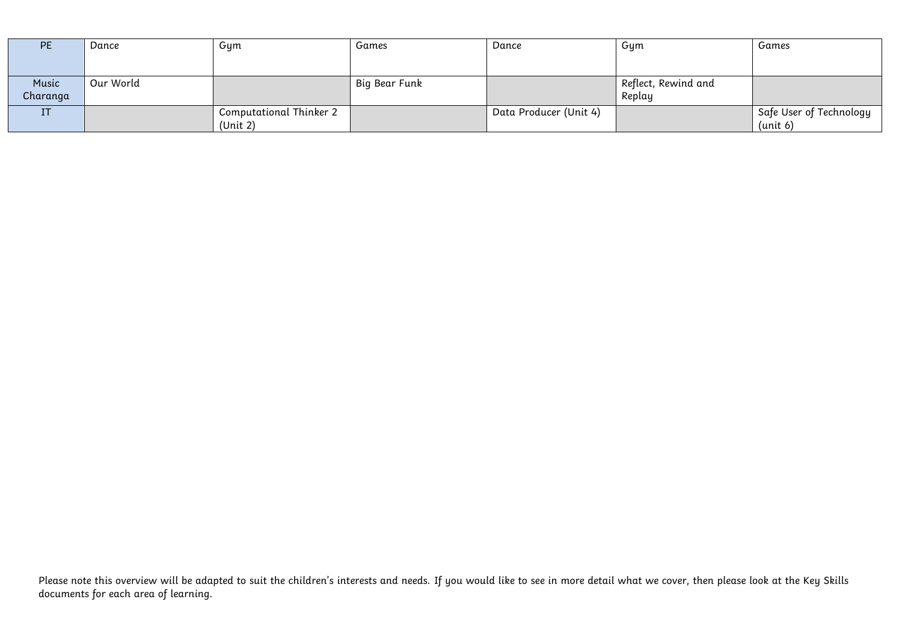| | | | | | | |
|---|---|---|---|---|---|---|
| PE | Dance | Gym | Games | Dance | Gym | Games |
| Music Charanga | Our World | | Big Bear Funk | | Reflect, Rewind and Replay | |
| IT | | Computational Thinker 2 (Unit 2) | | Data Producer (Unit 4) | | Safe User of Technology (unit 6) |

Please note this overview will be adapted to suit the children's interests and needs. If you would like to see in more detail what we cover, then please look at the Key Skills documents for each area of learning.